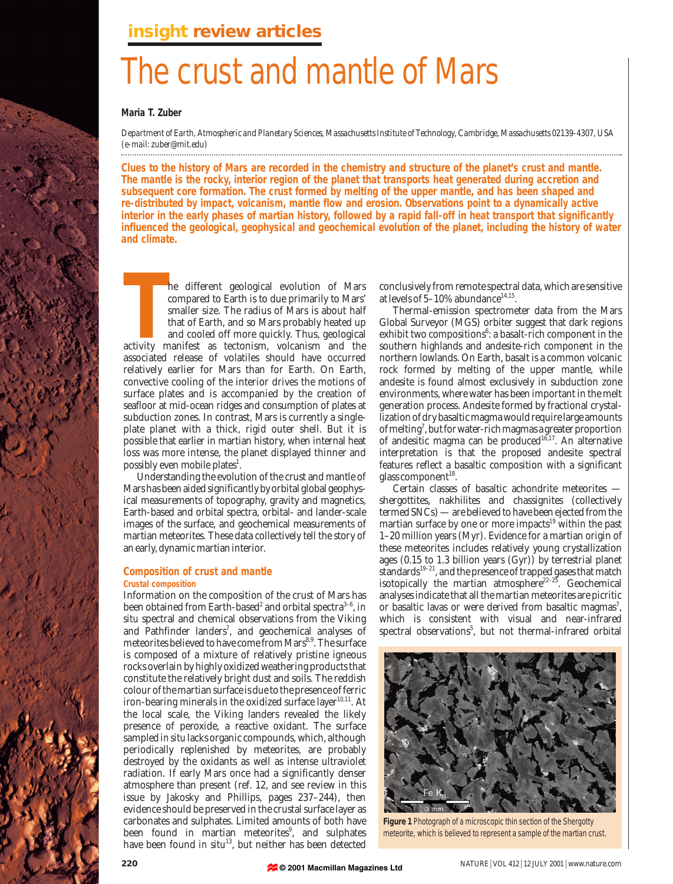# The crust and mantle of Mars

**Maria T. Zuber**

*Department of Earth, Atmospheric and Planetary Sciences, Massachusetts Institute of Technology, Cambridge, Massachusetts 02139-4307, USA (e-mail: zuber@mit.edu)*

**Clues to the history of Mars are recorded in the chemistry and structure of the planet's crust and mantle. The mantle is the rocky, interior region of the planet that transports heat generated during accretion and subsequent core formation. The crust formed by melting of the upper mantle, and has been shaped and re-distributed by impact, volcanism, mantle flow and erosion. Observations point to a dynamically active interior in the early phases of martian history, followed by a rapid fall-off in heat transport that significantly influenced the geological, geophysical and geochemical evolution of the planet, including the history of water and climate.**

The different geological evolution of Mars compared to Earth is to due primarily to Mars' smaller size. The radius of Mars is about half that of Earth, and so Mars probably heated up and cooled off more quickly. Thus, geological activity manifest as tectonism, volcanism and the associated release of volatiles should have occurred relatively earlier for Mars than for Earth. On Earth, convective cooling of the interior drives the motions of surface plates and is accompanied by the creation of seafloor at mid-ocean ridges and consumption of plates at subduction zones. In contrast, Mars is currently a single-plate planet with a thick, rigid outer shell. But it is possible that earlier in martian history, when internal heat loss was more intense, the planet displayed thinner and possibly even mobile plates[1].

Understanding the evolution of the crust and mantle of Mars has been aided significantly by orbital global geophysical measurements of topography, gravity and magnetics, Earth-based and orbital spectra, orbital- and lander-scale images of the surface, and geochemical measurements of martian meteorites. These data collectively tell the story of an early, dynamic martian interior.

## Composition of crust and mantle

### Crustal composition

Information on the composition of the crust of Mars has been obtained from Earth-based[2] and orbital spectra[3–6], in situ spectral and chemical observations from the Viking and Pathfinder landers[7], and geochemical analyses of meteorites believed to have come from Mars[8,9]. The surface is composed of a mixture of relatively pristine igneous rocks overlain by highly oxidized weathering products that constitute the relatively bright dust and soils. The reddish colour of the martian surface is due to the presence of ferric iron-bearing minerals in the oxidized surface layer[10,11]. At the local scale, the Viking landers revealed the likely presence of peroxide, a reactive oxidant. The surface sampled in situ lacks organic compounds, which, although periodically replenished by meteorites, are probably destroyed by the oxidants as well as intense ultraviolet radiation. If early Mars once had a significantly denser atmosphere than present (ref. 12, and see review in this issue by Jakosky and Phillips, pages 237–244), then evidence should be preserved in the crustal surface layer as carbonates and sulphates. Limited amounts of both have been found in martian meteorites[9], and sulphates have been found in situ[13], but neither has been detected conclusively from remote spectral data, which are sensitive at levels of 5–10% abundance[14,15].

Thermal-emission spectrometer data from the Mars Global Surveyor (MGS) orbiter suggest that dark regions exhibit two compositions[6]: a basalt-rich component in the southern highlands and andesite-rich component in the northern lowlands. On Earth, basalt is a common volcanic rock formed by melting of the upper mantle, while andesite is found almost exclusively in subduction zone environments, where water has been important in the melt generation process. Andesite formed by fractional crystallization of dry basaltic magma would require large amounts of melting[7], but for water-rich magmas a greater proportion of andesitic magma can be produced[16,17]. An alternative interpretation is that the proposed andesite spectral features reflect a basaltic composition with a significant glass component[18].

Certain classes of basaltic achondrite meteorites — shergottites, nakhilites and chassignites (collectively termed SNCs) — are believed to have been ejected from the martian surface by one or more impacts[19] within the past 1–20 million years (Myr). Evidence for a martian origin of these meteorites includes relatively young crystallization ages (0.15 to 1.3 billion years (Gyr)) by terrestrial planet standards[19–21], and the presence of trapped gases that match isotopically the martian atmosphere[22–25]. Geochemical analyses indicate that all the martian meteorites are picritic or basaltic lavas or were derived from basaltic magmas[7], which is consistent with visual and near-infrared spectral observations[5], but not thermal-infrared orbital

**Figure 1** Photograph of a microscopic thin section of the Shergotty meteorite, which is believed to represent a sample of the martian crust.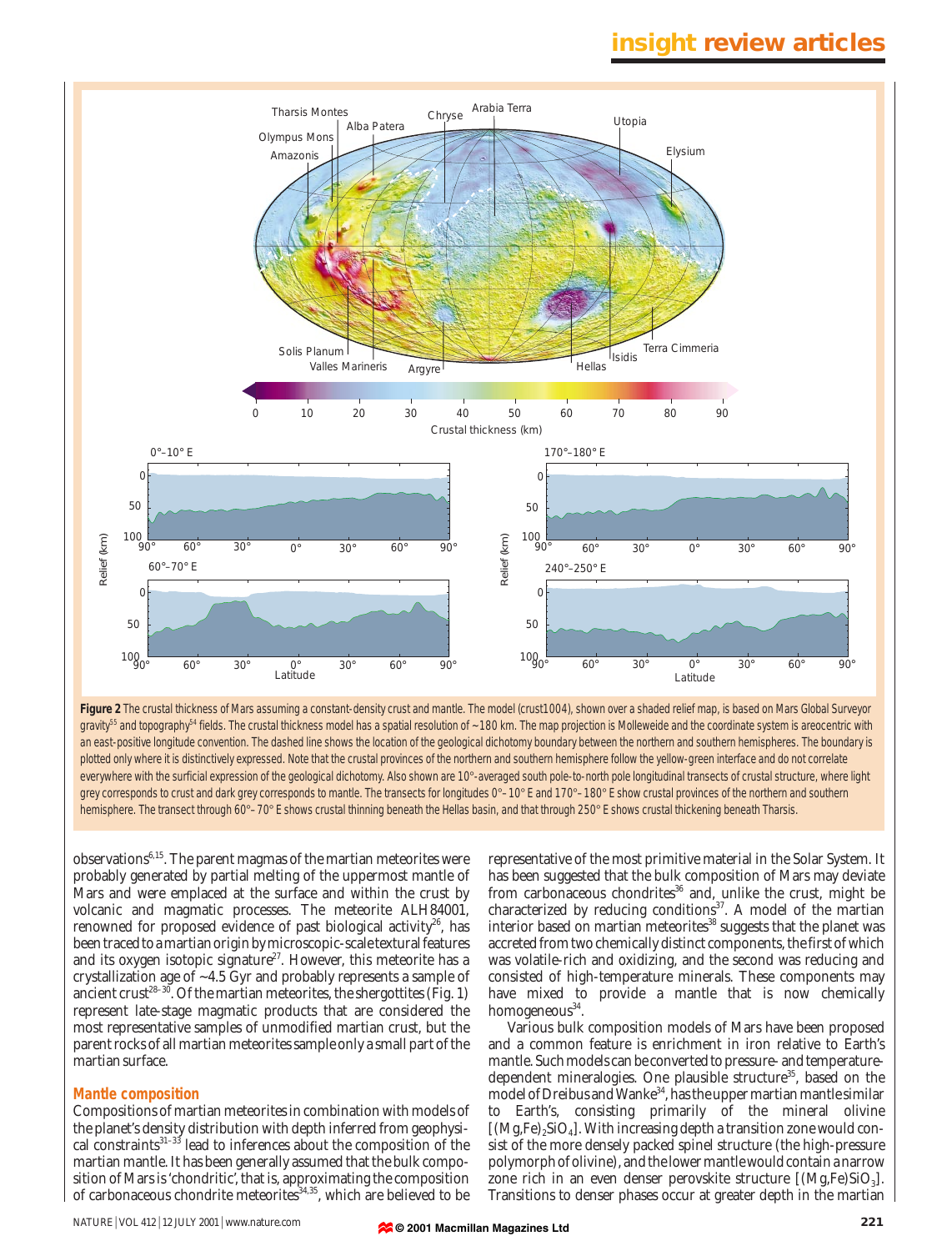**Figure 2** The crustal thickness of Mars assuming a constant-density crust and mantle. The model (crust1004), shown over a shaded relief map, is based on Mars Global Surveyor gravity[55] and topography[54] fields. The crustal thickness model has a spatial resolution of ~180 km. The map projection is Molleweide and the coordinate system is areocentric with an east-positive longitude convention. The dashed line shows the location of the geological dichotomy boundary between the northern and southern hemispheres. The boundary is plotted only where it is distinctively expressed. Note that the crustal provinces of the northern and southern hemisphere follow the yellow-green interface and do not correlate everywhere with the surficial expression of the geological dichotomy. Also shown are 10°-averaged south pole-to-north pole longitudinal transects of crustal structure, where light grey corresponds to crust and dark grey corresponds to mantle. The transects for longitudes 0°–10° E and 170°–180° E show crustal provinces of the northern and southern hemisphere. The transect through 60°–70° E shows crustal thinning beneath the Hellas basin, and that through 250° E shows crustal thickening beneath Tharsis.

observations[6,15]. The parent magmas of the martian meteorites were probably generated by partial melting of the uppermost mantle of Mars and were emplaced at the surface and within the crust by volcanic and magmatic processes. The meteorite ALH84001, renowned for proposed evidence of past biological activity[26], has been traced to a martian origin by microscopic-scale textural features and its oxygen isotopic signature[27]. However, this meteorite has a crystallization age of ~4.5 Gyr and probably represents a sample of ancient crust[28–30]. Of the martian meteorites, the shergottites (Fig. 1) represent late-stage magmatic products that are considered the most representative samples of unmodified martian crust, but the parent rocks of all martian meteorites sample only a small part of the martian surface.

## Mantle composition

Compositions of martian meteorites in combination with models of the planet's density distribution with depth inferred from geophysical constraints[31–33] lead to inferences about the composition of the martian mantle. It has been generally assumed that the bulk composition of Mars is 'chondritic', that is, approximating the composition of carbonaceous chondrite meteorites[34,35], which are believed to be representative of the most primitive material in the Solar System. It has been suggested that the bulk composition of Mars may deviate from carbonaceous chondrites[36] and, unlike the crust, might be characterized by reducing conditions[37]. A model of the martian interior based on martian meteorites[38] suggests that the planet was accreted from two chemically distinct components, the first of which was volatile-rich and oxidizing, and the second was reducing and consisted of high-temperature minerals. These components may have mixed to provide a mantle that is now chemically homogeneous[34].

Various bulk composition models of Mars have been proposed and a common feature is enrichment in iron relative to Earth's mantle. Such models can be converted to pressure- and temperature-dependent mineralogies. One plausible structure[35], based on the model of Dreibus and Wanke[34], has the upper martian mantle similar to Earth's, consisting primarily of the mineral olivine [$(Mg,Fe)_2SiO_4$]. With increasing depth a transition zone would consist of the more densely packed spinel structure (the high-pressure polymorph of olivine), and the lower mantle would contain a narrow zone rich in an even denser perovskite structure [$(Mg,Fe)SiO_3$]. Transitions to denser phases occur at greater depth in the martian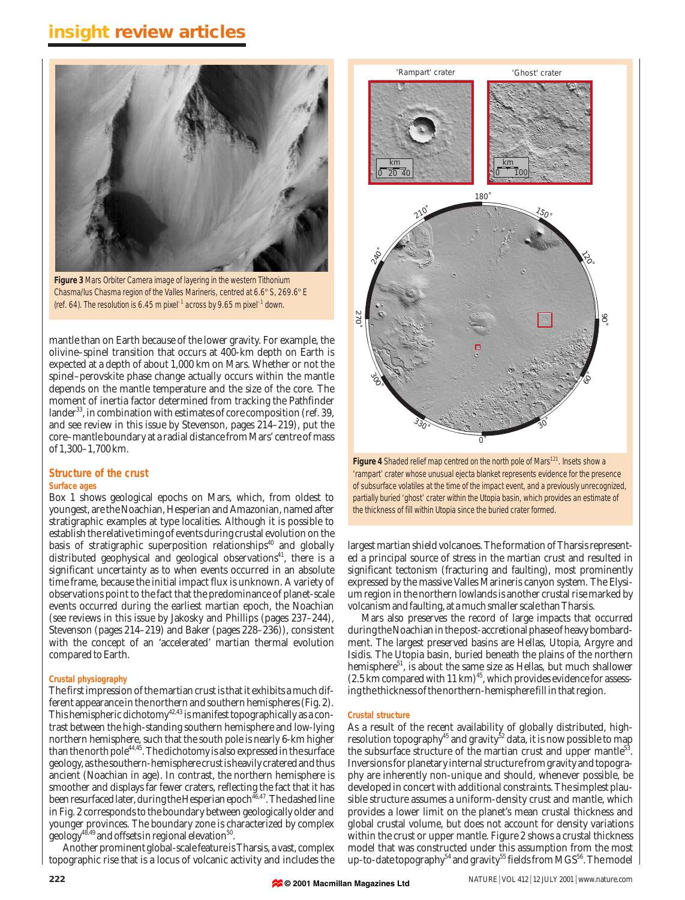**Figure 3** Mars Orbiter Camera image of layering in the western Tithonium Chasma/Ius Chasma region of the Valles Marineris, centred at 6.6° S, 269.6° E (ref. 64). The resolution is 6.45 m pixel$^{-1}$ across by 9.65 m pixel$^{-1}$ down.

mantle than on Earth because of the lower gravity. For example, the olivine–spinel transition that occurs at 400-km depth on Earth is expected at a depth of about 1,000 km on Mars. Whether or not the spinel–perovskite phase change actually occurs within the mantle depends on the mantle temperature and the size of the core. The moment of inertia factor determined from tracking the Pathfinder lander[33], in combination with estimates of core composition (ref. 39, and see review in this issue by Stevenson, pages 214–219), put the core–mantle boundary at a radial distance from Mars' centre of mass of 1,300–1,700 km.

## Structure of the crust

### Surface ages

Box 1 shows geological epochs on Mars, which, from oldest to youngest, are the Noachian, Hesperian and Amazonian, named after stratigraphic examples at type localities. Although it is possible to establish the relative timing of events during crustal evolution on the basis of stratigraphic superposition relationships[40] and globally distributed geophysical and geological observations[41], there is a significant uncertainty as to when events occurred in an absolute time frame, because the initial impact flux is unknown. A variety of observations point to the fact that the predominance of planet-scale events occurred during the earliest martian epoch, the Noachian (see reviews in this issue by Jakosky and Phillips (pages 237–244), Stevenson (pages 214–219) and Baker (pages 228–236)), consistent with the concept of an 'accelerated' martian thermal evolution compared to Earth.

### Crustal physiography

The first impression of the martian crust is that it exhibits a much different appearance in the northern and southern hemispheres (Fig. 2). This hemispheric dichotomy[42,43] is manifest topographically as a contrast between the high-standing southern hemisphere and low-lying northern hemisphere, such that the south pole is nearly 6-km higher than the north pole[44,45]. The dichotomy is also expressed in the surface geology, as the southern-hemisphere crust is heavily cratered and thus ancient (Noachian in age). In contrast, the northern hemisphere is smoother and displays far fewer craters, reflecting the fact that it has been resurfaced later, during the Hesperian epoch[46,47]. The dashed line in Fig. 2 corresponds to the boundary between geologically older and younger provinces. The boundary zone is characterized by complex geology[48,49] and offsets in regional elevation[50].

Another prominent global-scale feature is Tharsis, a vast, complex topographic rise that is a locus of volcanic activity and includes the largest martian shield volcanoes. The formation of Tharsis represented a principal source of stress in the martian crust and resulted in significant tectonism (fracturing and faulting), most prominently expressed by the massive Valles Marineris canyon system. The Elysium region in the northern lowlands is another crustal rise marked by volcanism and faulting, at a much smaller scale than Tharsis.

Mars also preserves the record of large impacts that occurred during the Noachian in the post-accretional phase of heavy bombardment. The largest preserved basins are Hellas, Utopia, Argyre and Isidis. The Utopia basin, buried beneath the plains of the northern hemisphere[51], is about the same size as Hellas, but much shallower (2.5 km compared with 11 km)[45], which provides evidence for assessing the thickness of the northern-hemisphere fill in that region.

**Figure 4** Shaded relief map centred on the north pole of Mars[121]. Insets show a 'rampart' crater whose unusual ejecta blanket represents evidence for the presence of subsurface volatiles at the time of the impact event, and a previously unrecognized, partially buried 'ghost' crater within the Utopia basin, which provides an estimate of the thickness of fill within Utopia since the buried crater formed.

### Crustal structure

As a result of the recent availability of globally distributed, high-resolution topography[45] and gravity[52] data, it is now possible to map the subsurface structure of the martian crust and upper mantle[53]. Inversions for planetary internal structure from gravity and topography are inherently non-unique and should, whenever possible, be developed in concert with additional constraints. The simplest plausible structure assumes a uniform-density crust and mantle, which provides a lower limit on the planet's mean crustal thickness and global crustal volume, but does not account for density variations within the crust or upper mantle. Figure 2 shows a crustal thickness model that was constructed under this assumption from the most up-to-date topography[54] and gravity[55] fields from MGS[56]. The model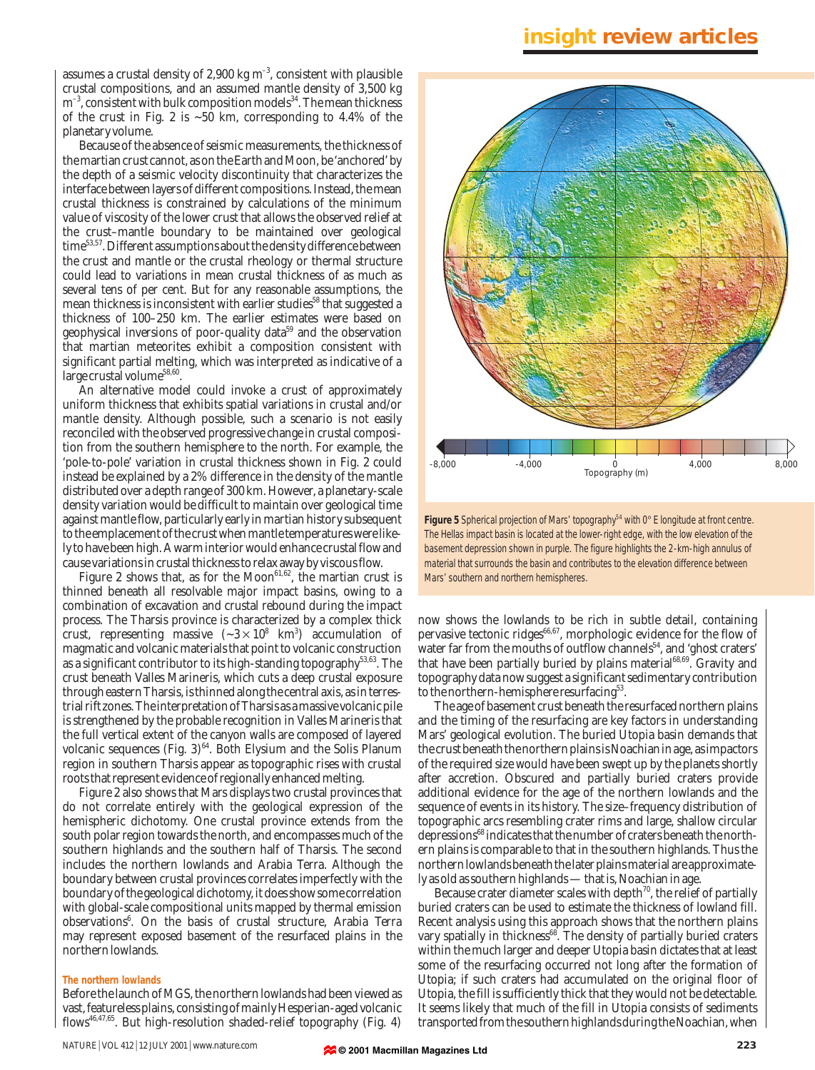assumes a crustal density of 2,900 kg m$^{-3}$, consistent with plausible crustal compositions, and an assumed mantle density of 3,500 kg m$^{-3}$, consistent with bulk composition models[34]. The mean thickness of the crust in Fig. 2 is ~50 km, corresponding to 4.4% of the planetary volume.

Because of the absence of seismic measurements, the thickness of the martian crust cannot, as on the Earth and Moon, be 'anchored' by the depth of a seismic velocity discontinuity that characterizes the interface between layers of different compositions. Instead, the mean crustal thickness is constrained by calculations of the minimum value of viscosity of the lower crust that allows the observed relief at the crust–mantle boundary to be maintained over geological time[53,57]. Different assumptions about the density difference between the crust and mantle or the crustal rheology or thermal structure could lead to variations in mean crustal thickness of as much as several tens of per cent. But for any reasonable assumptions, the mean thickness is inconsistent with earlier studies[58] that suggested a thickness of 100–250 km. The earlier estimates were based on geophysical inversions of poor-quality data[59] and the observation that martian meteorites exhibit a composition consistent with significant partial melting, which was interpreted as indicative of a large crustal volume[58,60].

An alternative model could invoke a crust of approximately uniform thickness that exhibits spatial variations in crustal and/or mantle density. Although possible, such a scenario is not easily reconciled with the observed progressive change in crustal composition from the southern hemisphere to the north. For example, the 'pole-to-pole' variation in crustal thickness shown in Fig. 2 could instead be explained by a 2% difference in the density of the mantle distributed over a depth range of 300 km. However, a planetary-scale density variation would be difficult to maintain over geological time against mantle flow, particularly early in martian history subsequent to the emplacement of the crust when mantle temperatures were likely to have been high. A warm interior would enhance crustal flow and cause variations in crustal thickness to relax away by viscous flow.

Figure 2 shows that, as for the Moon[61,62], the martian crust is thinned beneath all resolvable major impact basins, owing to a combination of excavation and crustal rebound during the impact process. The Tharsis province is characterized by a complex thick crust, representing massive (~$3 \times 10^8$ km$^3$) accumulation of magmatic and volcanic materials that point to volcanic construction as a significant contributor to its high-standing topography[53,63]. The crust beneath Valles Marineris, which cuts a deep crustal exposure through eastern Tharsis, is thinned along the central axis, as in terrestrial rift zones. The interpretation of Tharsis as a massive volcanic pile is strengthened by the probable recognition in Valles Marineris that the full vertical extent of the canyon walls are composed of layered volcanic sequences (Fig. 3)[64]. Both Elysium and the Solis Planum region in southern Tharsis appear as topographic rises with crustal roots that represent evidence of regionally enhanced melting.

Figure 2 also shows that Mars displays two crustal provinces that do not correlate entirely with the geological expression of the hemispheric dichotomy. One crustal province extends from the south polar region towards the north, and encompasses much of the southern highlands and the southern half of Tharsis. The second includes the northern lowlands and Arabia Terra. Although the boundary between crustal provinces correlates imperfectly with the boundary of the geological dichotomy, it does show some correlation with global-scale compositional units mapped by thermal emission observations[6]. On the basis of crustal structure, Arabia Terra may represent exposed basement of the resurfaced plains in the northern lowlands.

**Figure 5** Spherical projection of Mars' topography[54] with 0° E longitude at front centre. The Hellas impact basin is located at the lower-right edge, with the low elevation of the basement depression shown in purple. The figure highlights the 2-km-high annulus of material that surrounds the basin and contributes to the elevation difference between Mars' southern and northern hemispheres.

### The northern lowlands

Before the launch of MGS, the northern lowlands had been viewed as vast, featureless plains, consisting of mainly Hesperian-aged volcanic flows[46,47,65]. But high-resolution shaded-relief topography (Fig. 4) now shows the lowlands to be rich in subtle detail, containing pervasive tectonic ridges[66,67], morphologic evidence for the flow of water far from the mouths of outflow channels[54], and 'ghost craters' that have been partially buried by plains material[68,69]. Gravity and topography data now suggest a significant sedimentary contribution to the northern-hemisphere resurfacing[53].

The age of basement crust beneath the resurfaced northern plains and the timing of the resurfacing are key factors in understanding Mars' geological evolution. The buried Utopia basin demands that the crust beneath the northern plains is Noachian in age, as impactors of the required size would have been swept up by the planets shortly after accretion. Obscured and partially buried craters provide additional evidence for the age of the northern lowlands and the sequence of events in its history. The size–frequency distribution of topographic arcs resembling crater rims and large, shallow circular depressions[68] indicates that the number of craters beneath the northern plains is comparable to that in the southern highlands. Thus the northern lowlands beneath the later plains material are approximately as old as southern highlands — that is, Noachian in age.

Because crater diameter scales with depth[70], the relief of partially buried craters can be used to estimate the thickness of lowland fill. Recent analysis using this approach shows that the northern plains vary spatially in thickness[68]. The density of partially buried craters within the much larger and deeper Utopia basin dictates that at least some of the resurfacing occurred not long after the formation of Utopia; if such craters had accumulated on the original floor of Utopia, the fill is sufficiently thick that they would not be detectable. It seems likely that much of the fill in Utopia consists of sediments transported from the southern highlands during the Noachian, when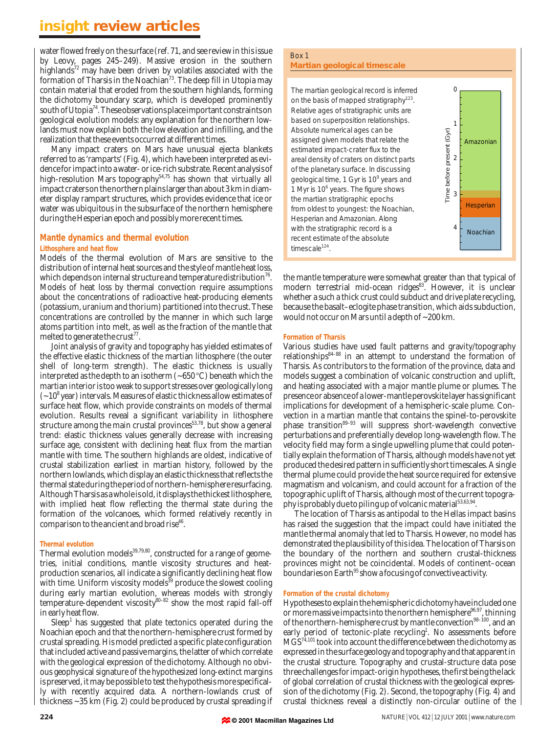water flowed freely on the surface (ref. 71, and see review in this issue by Leovy, pages 245–249). Massive erosion in the southern highlands[72] may have been driven by volatiles associated with the formation of Tharsis in the Noachian[73]. The deep fill in Utopia may contain material that eroded from the southern highlands, forming the dichotomy boundary scarp, which is developed prominently south of Utopia[74]. These observations place important constraints on geological evolution models: any explanation for the northern lowlands must now explain both the low elevation and infilling, and the realization that these events occurred at different times.

Many impact craters on Mars have unusual ejecta blankets referred to as 'ramparts' (Fig. 4), which have been interpreted as evidence for impact into a water- or ice-rich substrate. Recent analysis of high-resolution Mars topography[54,75] has shown that virtually all impact craters on the northern plains larger than about 3 km in diameter display rampart structures, which provides evidence that ice or water was ubiquitous in the subsurface of the northern hemisphere during the Hesperian epoch and possibly more recent times.

## Mantle dynamics and thermal evolution

### Lithosphere and heat flow

Models of the thermal evolution of Mars are sensitive to the distribution of internal heat sources and the style of mantle heat loss, which depends on internal structure and temperature distribution[76]. Models of heat loss by thermal convection require assumptions about the concentrations of radioactive heat-producing elements (potassium, uranium and thorium) partitioned into the crust. These concentrations are controlled by the manner in which such large atoms partition into melt, as well as the fraction of the mantle that melted to generate the crust[77].

Joint analysis of gravity and topography has yielded estimates of the effective elastic thickness of the martian lithosphere (the outer shell of long-term strength). The elastic thickness is usually interpreted as the depth to an isotherm (~650 °C) beneath which the martian interior is too weak to support stresses over geologically long (~$10^8$ year) intervals. Measures of elastic thickness allow estimates of surface heat flow, which provide constraints on models of thermal evolution. Results reveal a significant variability in lithosphere structure among the main crustal provinces[53,78], but show a general trend: elastic thickness values generally decrease with increasing surface age, consistent with declining heat flux from the martian mantle with time. The southern highlands are oldest, indicative of crustal stabilization earliest in martian history, followed by the northern lowlands, which display an elastic thickness that reflects the thermal state during the period of northern-hemisphere resurfacing. Although Tharsis as a whole is old, it displays the thickest lithosphere, with implied heat flow reflecting the thermal state during the formation of the volcanoes, which formed relatively recently in comparison to the ancient and broad rise[46].

### Thermal evolution

Thermal evolution models[39,79,80], constructed for a range of geometries, initial conditions, mantle viscosity structures and heat-production scenarios, all indicate a significantly declining heat flow with time. Uniform viscosity models[39] produce the slowest cooling during early martian evolution, whereas models with strongly temperature-dependent viscosity[80–82] show the most rapid fall-off in early heat flow.

Sleep[1] has suggested that plate tectonics operated during the Noachian epoch and that the northern-hemisphere crust formed by crustal spreading. His model predicted a specific plate configuration that included active and passive margins, the latter of which correlate with the geological expression of the dichotomy. Although no obvious geophysical signature of the hypothesized long-extinct margins is preserved, it may be possible to test the hypothesis more specifically with recently acquired data. A northern-lowlands crust of thickness ~35 km (Fig. 2) could be produced by crustal spreading if the mantle temperature were somewhat greater than that typical of modern terrestrial mid-ocean ridges[83]. However, it is unclear whether a such a thick crust could subduct and drive plate recycling, because the basalt–eclogite phase transition, which aids subduction, would not occur on Mars until a depth of ~200 km.

> **Box 1**
> **Martian geological timescale**
>
> The martian geological record is inferred on the basis of mapped stratigraphy[123]. Relative ages of stratigraphic units are based on superposition relationships. Absolute numerical ages can be assigned given models that relate the estimated impact-crater flux to the areal density of craters on distinct parts of the planetary surface. In discussing geological time, 1 Gyr is $10^9$ years and 1 Myr is $10^6$ years. The figure shows the martian stratigraphic epochs from oldest to youngest: the Noachian, Hesperian and Amazonian. Along with the stratigraphic record is a recent estimate of the absolute timescale[124].
>
> | Time before present (Gyr) | Epoch |
> |---|---|
> | 0 – ~3 | Amazonian |
> | ~3 – ~3.7 | Hesperian |
> | ~3.7 – 4+ | Noachian |

### Formation of Tharsis

Various studies have used fault patterns and gravity/topography relationships[84–88] in an attempt to understand the formation of Tharsis. As contributors to the formation of the province, data and models suggest a combination of volcanic construction and uplift, and heating associated with a major mantle plume or plumes. The presence or absence of a lower-mantle perovskite layer has significant implications for development of a hemispheric-scale plume. Convection in a martian mantle that contains the spinel-to-perovskite phase transition[89–93] will suppress short-wavelength convective perturbations and preferentially develop long-wavelength flow. The velocity field may form a single upwelling plume that could potentially explain the formation of Tharsis, although models have not yet produced the desired pattern in sufficiently short timescales. A single thermal plume could provide the heat source required for extensive magmatism and volcanism, and could account for a fraction of the topographic uplift of Tharsis, although most of the current topography is probably due to piling up of volcanic material[53,63,94].

The location of Tharsis as antipodal to the Hellas impact basins has raised the suggestion that the impact could have initiated the mantle thermal anomaly that led to Tharsis. However, no model has demonstrated the plausibility of this idea. The location of Tharsis on the boundary of the northern and southern crustal-thickness provinces might not be coincidental. Models of continent–ocean boundaries on Earth[95] show a focusing of convective activity.

### Formation of the crustal dichotomy

Hypotheses to explain the hemispheric dichotomy have included one or more massive impacts into the northern hemisphere[96,97], thinning of the northern-hemisphere crust by mantle convection[98–100], and an early period of tectonic-plate recycling[1]. No assessments before MGS[74,101] took into account the difference between the dichotomy as expressed in the surface geology and topography and that apparent in the crustal structure. Topography and crustal-structure data pose three challenges for impact-origin hypotheses, the first being the lack of global correlation of crustal thickness with the geological expression of the dichotomy (Fig. 2). Second, the topography (Fig. 4) and crustal thickness reveal a distinctly non-circular outline of the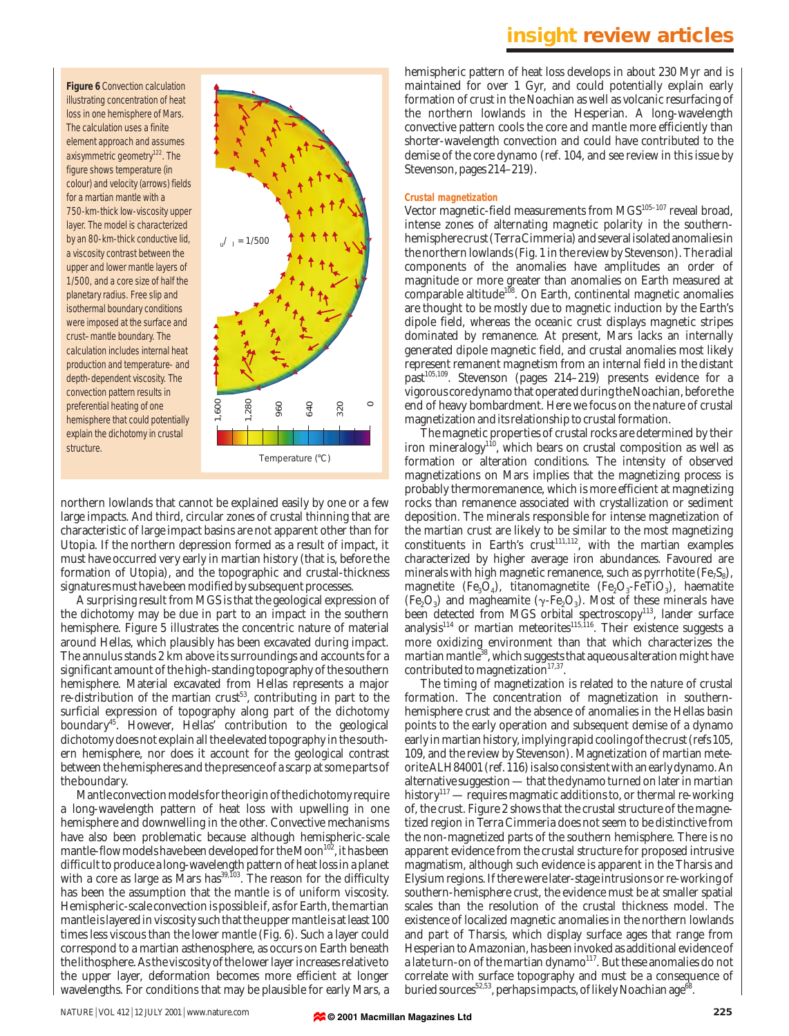**Figure 6** Convection calculation illustrating concentration of heat loss in one hemisphere of Mars. The calculation uses a finite element approach and assumes axisymmetric geometry[122]. The figure shows temperature (in colour) and velocity (arrows) fields for a martian mantle with a 750-km-thick low-viscosity upper layer. The model is characterized by an 80-km-thick conductive lid, a viscosity contrast between the upper and lower mantle layers of 1/500, and a core size of half the planetary radius. Free slip and isothermal boundary conditions were imposed at the surface and crust–mantle boundary. The calculation includes internal heat production and temperature- and depth-dependent viscosity. The convection pattern results in preferential heating of one hemisphere that could potentially explain the dichotomy in crustal structure.

northern lowlands that cannot be explained easily by one or a few large impacts. And third, circular zones of crustal thinning that are characteristic of large impact basins are not apparent other than for Utopia. If the northern depression formed as a result of impact, it must have occurred very early in martian history (that is, before the formation of Utopia), and the topographic and crustal-thickness signatures must have been modified by subsequent processes.

A surprising result from MGS is that the geological expression of the dichotomy may be due in part to an impact in the southern hemisphere. Figure 5 illustrates the concentric nature of material around Hellas, which plausibly has been excavated during impact. The annulus stands 2 km above its surroundings and accounts for a significant amount of the high-standing topography of the southern hemisphere. Material excavated from Hellas represents a major re-distribution of the martian crust[53], contributing in part to the surficial expression of topography along part of the dichotomy boundary[45]. However, Hellas' contribution to the geological dichotomy does not explain all the elevated topography in the southern hemisphere, nor does it account for the geological contrast between the hemispheres and the presence of a scarp at some parts of the boundary.

Mantle convection models for the origin of the dichotomy require a long-wavelength pattern of heat loss with upwelling in one hemisphere and downwelling in the other. Convective mechanisms have also been problematic because although hemispheric-scale mantle-flow models have been developed for the Moon[102], it has been difficult to produce a long-wavelength pattern of heat loss in a planet with a core as large as Mars has[39,103]. The reason for the difficulty has been the assumption that the mantle is of uniform viscosity. Hemispheric-scale convection is possible if, as for Earth, the martian mantle is layered in viscosity such that the upper mantle is at least 100 times less viscous than the lower mantle (Fig. 6). Such a layer could correspond to a martian asthenosphere, as occurs on Earth beneath the lithosphere. As the viscosity of the lower layer increases relative to the upper layer, deformation becomes more efficient at longer wavelengths. For conditions that may be plausible for early Mars, a hemispheric pattern of heat loss develops in about 230 Myr and is maintained for over 1 Gyr, and could potentially explain early formation of crust in the Noachian as well as volcanic resurfacing of the northern lowlands in the Hesperian. A long-wavelength convective pattern cools the core and mantle more efficiently than shorter-wavelength convection and could have contributed to the demise of the core dynamo (ref. 104, and see review in this issue by Stevenson, pages 214–219).

### Crustal magnetization

Vector magnetic-field measurements from MGS[105–107] reveal broad, intense zones of alternating magnetic polarity in the southern-hemisphere crust (*Terra Cimmeria*) and several isolated anomalies in the northern lowlands (Fig. 1 in the review by Stevenson). The radial components of the anomalies have amplitudes an order of magnitude or more greater than anomalies on Earth measured at comparable altitude[108]. On Earth, continental magnetic anomalies are thought to be mostly due to magnetic induction by the Earth's dipole field, whereas the oceanic crust displays magnetic stripes dominated by remanence. At present, Mars lacks an internally generated dipole magnetic field, and crustal anomalies most likely represent remanent magnetism from an internal field in the distant past[105,109]. Stevenson (pages 214–219) presents evidence for a vigorous core dynamo that operated during the Noachian, before the end of heavy bombardment. Here we focus on the nature of crustal magnetization and its relationship to crustal formation.

The magnetic properties of crustal rocks are determined by their iron mineralogy[110], which bears on crustal composition as well as formation or alteration conditions. The intensity of observed magnetizations on Mars implies that the magnetizing process is probably thermoremanence, which is more efficient at magnetizing rocks than remanence associated with crystallization or sediment deposition. The minerals responsible for intense magnetization of the martian crust are likely to be similar to the most magnetizing constituents in Earth's crust[111,112], with the martian examples characterized by higher average iron abundances. Favoured are minerals with high magnetic remanence, such as pyrrhotite ($Fe_7S_8$), magnetite ($Fe_3O_4$), titanomagnetite ($Fe_2O_3$-$FeTiO_3$), haematite ($Fe_2O_3$) and magheamite ($\gamma$-$Fe_2O_3$). Most of these minerals have been detected from MGS orbital spectroscopy[113], lander surface analysis[114] or martian meteorites[115,116]. Their existence suggests a more oxidizing environment than that which characterizes the martian mantle[38], which suggests that aqueous alteration might have contributed to magnetization[17,37].

The timing of magnetization is related to the nature of crustal formation. The concentration of magnetization in southern-hemisphere crust and the absence of anomalies in the Hellas basin points to the early operation and subsequent demise of a dynamo early in martian history, implying rapid cooling of the crust (refs 105, 109, and the review by Stevenson). Magnetization of martian meteorite ALH84001 (ref. 116) is also consistent with an early dynamo. An alternative suggestion — that the dynamo turned on later in martian history[117] — requires magmatic additions to, or thermal re-working of, the crust. Figure 2 shows that the crustal structure of the magnetized region in Terra Cimmeria does not seem to be distinctive from the non-magnetized parts of the southern hemisphere. There is no apparent evidence from the crustal structure for proposed intrusive magmatism, although such evidence is apparent in the Tharsis and Elysium regions. If there were later-stage intrusions or re-working of southern-hemisphere crust, the evidence must be at smaller spatial scales than the resolution of the crustal thickness model. The existence of localized magnetic anomalies in the northern lowlands and part of Tharsis, which display surface ages that range from Hesperian to Amazonian, has been invoked as additional evidence of a late turn-on of the martian dynamo[117]. But these anomalies do not correlate with surface topography and must be a consequence of buried sources[52,53], perhaps impacts, of likely Noachian age[68].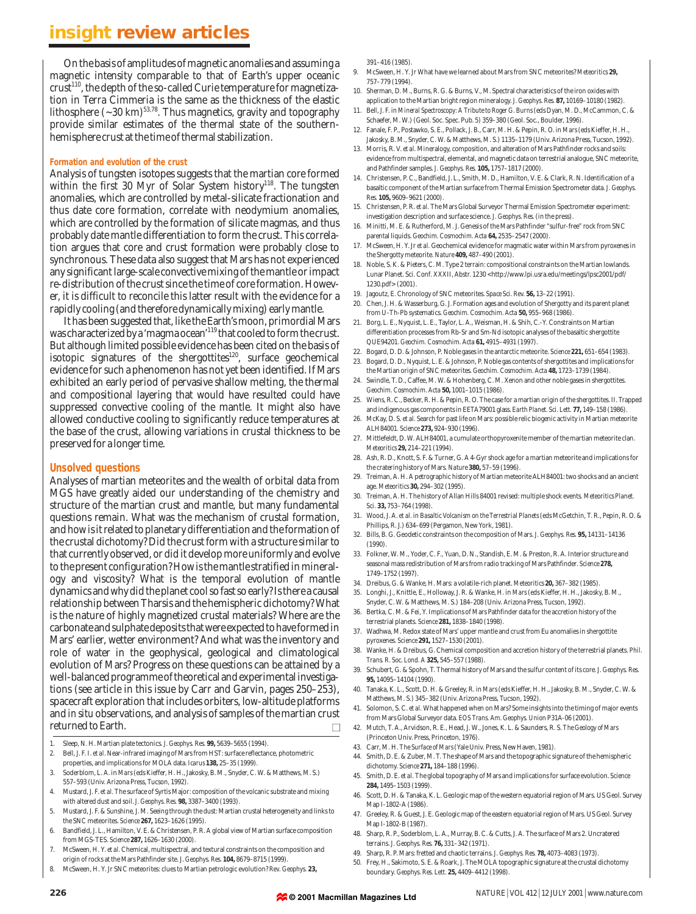On the basis of amplitudes of magnetic anomalies and assuming a magnetic intensity comparable to that of Earth's upper oceanic crust[110], the depth of the so-called Curie temperature for magnetization in Terra Cimmeria is the same as the thickness of the elastic lithosphere (~30 km)[53,78]. Thus magnetics, gravity and topography provide similar estimates of the thermal state of the southern-hemisphere crust at the time of thermal stabilization.

### Formation and evolution of the crust

Analysis of tungsten isotopes suggests that the martian core formed within the first 30 Myr of Solar System history[118]. The tungsten anomalies, which are controlled by metal-silicate fractionation and thus date core formation, correlate with neodymium anomalies, which are controlled by the formation of silicate magmas, and thus probably date mantle differentiation to form the crust. This correlation argues that core and crust formation were probably close to synchronous. These data also suggest that Mars has not experienced any significant large-scale convective mixing of the mantle or impact re-distribution of the crust since the time of core formation. However, it is difficult to reconcile this latter result with the evidence for a rapidly cooling (and therefore dynamically mixing) early mantle.

It has been suggested that, like the Earth's moon, primordial Mars was characterized by a 'magma ocean'[119] that cooled to form the crust. But although limited possible evidence has been cited on the basis of isotopic signatures of the shergottites[120], surface geochemical evidence for such a phenomenon has not yet been identified. If Mars exhibited an early period of pervasive shallow melting, the thermal and compositional layering that would have resulted could have suppressed convective cooling of the mantle. It might also have allowed conductive cooling to significantly reduce temperatures at the base of the crust, allowing variations in crustal thickness to be preserved for a longer time.

## Unsolved questions

Analyses of martian meteorites and the wealth of orbital data from MGS have greatly aided our understanding of the chemistry and structure of the martian crust and mantle, but many fundamental questions remain. What was the mechanism of crustal formation, and how is it related to planetary differentiation and the formation of the crustal dichotomy? Did the crust form with a structure similar to that currently observed, or did it develop more uniformly and evolve to the present configuration? How is the mantle stratified in mineralogy and viscosity? What is the temporal evolution of mantle dynamics and why did the planet cool so fast so early? Is there a causal relationship between Tharsis and the hemispheric dichotomy? What is the nature of highly magnetized crustal materials? Where are the carbonate and sulphate deposits that were expected to have formed in Mars' earlier, wetter environment? And what was the inventory and role of water in the geophysical, geological and climatological evolution of Mars? Progress on these questions can be attained by a well-balanced programme of theoretical and experimental investigations (see article in this issue by Carr and Garvin, pages 250–253), spacecraft exploration that includes orbiters, low-altitude platforms and in situ observations, and analysis of samples of the martian crust returned to Earth. □

1. Sleep, N. H. Martian plate tectonics. *J. Geophys. Res.* **99,** 5639–5655 (1994).
2. Bell, J. F. I. *et al.* Near-infrared imaging of Mars from HST: surface reflectance, photometric properties, and implications for MOLA data. *Icarus* **138,** 25–35 (1999).
3. Soderblom, L. A. in *Mars* (eds Kieffer, H. H., Jakosky, B. M., Snyder, C. W. & Matthews, M. S.) 557–593 (Univ. Arizona Press, Tucson, 1992).
4. Mustard, J. F. *et al.* The surface of Syrtis Major: composition of the volcanic substrate and mixing with altered dust and soil. *J. Geophys. Res.* **98,** 3387–3400 (1993).
5. Mustard, J. F. & Sunshine, J. M. Seeing through the dust: Martian crustal heterogeneity and links to the SNC meteorites. *Science* **267,** 1623–1626 (1995).
6. Bandfield, J. L., Hamilton, V. E. & Christensen, P. R. A global view of Martian surface composition from MGS-TES. *Science* **287,** 1626–1630 (2000).
7. McSween, H. Y. *et al.* Chemical, multispectral, and textural constraints on the composition and origin of rocks at the Mars Pathfinder site. *J. Geophys. Res.* **104,** 8679–8715 (1999).
8. McSween, H. Y. Jr SNC meteorites: clues to Martian petrologic evolution? *Rev. Geophys.* **23,** 391–416 (1985).
9. McSween, H. Y. Jr What have we learned about Mars from SNC meteorites? *Meteoritics* **29,** 757–779 (1994).
10. Sherman, D. M., Burns, R. G. & Burns, V., M. Spectral characteristics of the iron oxides with application to the Martian bright region mineralogy. *J. Geophys. Res.* **87,** 10169–10180 (1982).
11. Bell, J. F. in *Mineral Spectroscopy: A Tribute to Roger G. Burns* (eds Dyan, M. D., McCammon, C. & Schaefer, M. W.) (Geol. Soc. Spec. Pub. 5) 359–380 (Geol. Soc., Boulder, 1996).
12. Fanale, F. P., Postawko, S. E., Pollack, J. B., Carr, M. H. & Pepin, R. O. in *Mars* (eds Kieffer, H. H., Jakosky, B. M., Snyder, C. W. & Matthews, M. S.) 1135–1179 (Univ. Arizona Press, Tucson, 1992).
13. Morris, R. V. *et al.* Mineralogy, composition, and alteration of Mars Pathfinder rocks and soils: evidence from multispectral, elemental, and magnetic data on terrestrial analogue, SNC meteorite, and Pathfinder samples. *J. Geophys. Res.* **105,** 1757–1817 (2000).
14. Christensen, P. C., Bandfield, J. L., Smith, M. D., Hamilton, V. E. & Clark, R. N. Identification of a basaltic component of the Martian surface from Thermal Emission Spectrometer data. *J. Geophys. Res.* **105,** 9609–9621 (2000).
15. Christensen, P. R. *et al.* The Mars Global Surveyor Thermal Emission Spectrometer experiment: investigation description and surface science. *J. Geophys. Res.* (in the press).
16. Minitti, M. E. & Rutherford, M. J. Genesis of the Mars Pathfinder "sulfur-free" rock from SNC parental liquids. *Geochim. Cosmochim. Acta* **64,** 2535–2547 (2000).
17. McSween, H. Y. Jr *et al.* Geochemical evidence for magmatic water within Mars from pyroxenes in the Shergotty meteorite. *Nature* **409,** 487–490 (2001).
18. Noble, S. K. & Pieters, C. M. Type 2 terrain: compositional constraints on the Martian lowlands. Lunar Planet. Sci. Conf. XXXII, Abstr. 1230 <http://www.lpi.usra.edu/meetings/lpsc2001/pdf/1230.pdf> (2001).
19. Jagoutz, E. Chronology of SNC meteorites. *Space Sci. Rev.* **56,** 13–22 (1991).
20. Chen, J. H. & Wasserburg, G. J. Formation ages and evolution of Shergotty and its parent planet from U-Th-Pb systematics. *Geochim. Cosmochim. Acta* **50,** 955–968 (1986).
21. Borg, L. E., Nyquist, L. E., Taylor, L. A., Weisman, H. & Shih, C.-Y. Constraints on Martian differentiation processes from Rb-Sr and Sm-Nd isotopic analyses of the basaltic shergottite QUE94201. *Geochim. Cosmochim. Acta* **61,** 4915–4931 (1997).
22. Bogard, D. D. & Johnson, P. Noble gases in the antarctic meteorite. *Science* **221,** 651–654 (1983).
23. Bogard, D. D., Nyquist, L. E. & Johnson, P. Noble gas contents of shergottites and implications for the Martian origin of SNC meteorites. *Geochim. Cosmochim. Acta* **48,** 1723–1739 (1984).
24. Swindle, T. D., Caffee, M. W. & Hohenberg, C. M. Xenon and other noble gases in shergottites. *Geochim. Cosmochim. Acta* **50,** 1001–1015 (1986).
25. Wiens, R. C., Becker, R. H. & Pepin, R. O. The case for a martian origin of the shergottites. II. Trapped and indigenous gas components in EETA79001 glass. *Earth Planet. Sci. Lett.* **77,** 149–158 (1986).
26. McKay, D. S. *et al.* Search for past life on Mars: possible relic biogenic activity in Martian meteorite ALH84001. *Science* **273,** 924–930 (1996).
27. Mittlefeldt, D. W. ALH84001, a cumulate orthopyroxenite member of the martian meteorite clan. *Meteoritics* **29,** 214–221 (1994).
28. Ash, R. D., Knott, S. F. & Turner, G. A 4-Gyr shock age for a martian meteorite and implications for the cratering history of Mars. *Nature* **380,** 57–59 (1996).
29. Treiman, A. H. A petrographic history of Martian meteorite ALH84001: two shocks and an ancient age. *Meteoritics* **30,** 294–302 (1995).
30. Treiman, A. H. The history of Allan Hills 84001 revised: multiple shock events. *Meteoritics Planet. Sci.* **33,** 753–764 (1998).
31. Wood, J. A. *et al.* in *Basaltic Volcanism on the Terrestrial Planets* (eds McGetchin, T. R., Pepin, R. O. & Phillips, R. J.) 634–699 (Pergamon, New York, 1981).
32. Bills, B. G. Geodetic constraints on the composition of Mars. *J. Geophys. Res.* **95,** 14131–14136 (1990).
33. Folkner, W. M., Yoder, C. F., Yuan, D. N., Standish, E. M. & Preston, R. A. Interior structure and seasonal mass redistribution of Mars from radio tracking of Mars Pathfinder. *Science* **278,** 1749–1752 (1997).
34. Dreibus, G. & Wanke, H. Mars: a volatile-rich planet. *Meteoritics* **20,** 367–382 (1985).
35. Longhi, J., Knittle, E., Holloway, J. R. & Wanke, H. in *Mars* (eds Kieffer, H. H., Jakosky, B. M., Snyder, C. W. & Matthews, M. S.) 184–208 (Univ. Arizona Press, Tucson, 1992).
36. Bertka, C. M. & Fei, Y. Implications of Mars Pathfinder data for the accretion history of the terrestrial planets. *Science* **281,** 1838–1840 (1998).
37. Wadhwa, M. Redox state of Mars' upper mantle and crust from Eu anomalies in shergottite pyroxenes. *Science* **291,** 1527–1530 (2001).
38. Wanke, H. & Dreibus, G. Chemical composition and accretion history of the terrestrial planets. *Phil. Trans. R. Soc. Lond. A* **325,** 545–557 (1988).
39. Schubert, G. & Spohn, T. Thermal history of Mars and the sulfur content of its core. *J. Geophys. Res.* **95,** 14095–14104 (1990).
40. Tanaka, K. L., Scott, D. H. & Greeley, R. in *Mars* (eds Kieffer, H. H., Jakosky, B. M., Snyder, C. W. & Matthews, M. S.) 345–382 (Univ. Arizona Press, Tucson, 1992).
41. Solomon, S. C. *et al.* What happened when on Mars? Some insights into the timing of major events from Mars Global Surveyor data. *EOS Trans. Am. Geophys. Union* P31A-06 (2001).
42. Mutch, T. A., Arvidson, R. E., Head, J. W., Jones, K. L. & Saunders, R. S. *The Geology of Mars* (Princeton Univ. Press, Princeton, 1976).
43. Carr, M. H. *The Surface of Mars* (Yale Univ. Press, New Haven, 1981).
44. Smith, D. E. & Zuber, M. T. The shape of Mars and the topographic signature of the hemispheric dichotomy. *Science* **271,** 184–188 (1996).
45. Smith, D. E. *et al.* The global topography of Mars and implications for surface evolution. *Science* **284,** 1495–1503 (1999).
46. Scott, D. H. & Tanaka, K. L. Geologic map of the western equatorial region of Mars. US Geol. Survey Map I-1802-A (1986).
47. Greeley, R. & Guest, J. E. Geologic map of the eastern equatorial region of Mars. US Geol. Survey Map I-1802-B (1987).
48. Sharp, R. P., Soderblom, L. A., Murray, B. C. & Cutts, J. A. The surface of Mars 2. Uncratered terrains. *J. Geophys. Res.* **76,** 331–342 (1971).
49. Sharp, R. P. Mars: fretted and chaotic terrains. *J. Geophys. Res.* **78,** 4073–4083 (1973).
50. Frey, H., Sakimoto, S. E. & Roark, J. The MOLA topographic signature at the crustal dichotomy boundary. *Geophys. Res. Lett.* **25,** 4409–4412 (1998).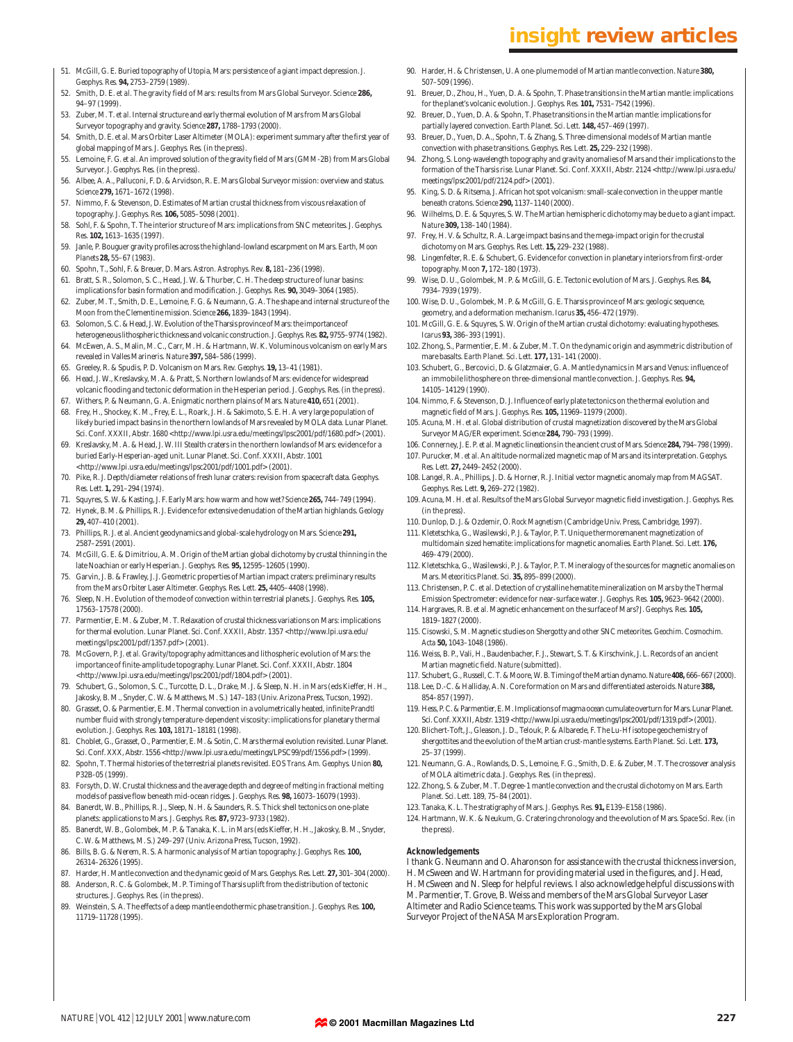51. McGill, G. E. Buried topography of Utopia, Mars: persistence of a giant impact depression. *J. Geophys. Res.* **94,** 2753–2759 (1989).
52. Smith, D. E. *et al.* The gravity field of Mars: results from Mars Global Surveyor. *Science* **286,** 94–97 (1999).
53. Zuber, M. T. *et al.* Internal structure and early thermal evolution of Mars from Mars Global Surveyor topography and gravity. *Science* **287,** 1788–1793 (2000).
54. Smith, D. E. *et al.* Mars Orbiter Laser Altimeter (MOLA): experiment summary after the first year of global mapping of Mars. *J. Geophys. Res.* (in the press).
55. Lemoine, F. G. *et al.* An improved solution of the gravity field of Mars (GMM-2B) from Mars Global Surveyor. *J. Geophys. Res.* (in the press).
56. Albee, A. A., Palluconi, F. D. & Arvidson, R. E. Mars Global Surveyor mission: overview and status. *Science* **279,** 1671–1672 (1998).
57. Nimmo, F. & Stevenson, D. Estimates of Martian crustal thickness from viscous relaxation of topography. *J. Geophys. Res.* **106,** 5085–5098 (2001).
58. Sohl, F. & Spohn, T. The interior structure of Mars: implications from SNC meteorites. *J. Geophys. Res.* **102,** 1613–1635 (1997).
59. Janle, P. Bouguer gravity profiles across the highland-lowland escarpment on Mars. *Earth, Moon Planets* **28,** 55–67 (1983).
60. Spohn, T., Sohl, F. & Breuer, D. Mars. *Astron. Astrophys. Rev.* **8,** 181–236 (1998).
61. Bratt, S. R., Solomon, S. C., Head, J. W. & Thurber, C. H. The deep structure of lunar basins: implications for basin formation and modification. *J. Geophys. Res.* **90,** 3049–3064 (1985).
62. Zuber, M. T., Smith, D. E., Lemoine, F. G. & Neumann, G. A. The shape and internal structure of the Moon from the Clementine mission. *Science* **266,** 1839–1843 (1994).
63. Solomon, S. C. & Head, J. W. Evolution of the Tharsis province of Mars: the importance of heterogeneous lithospheric thickness and volcanic construction. *J. Geophys. Res.* **82,** 9755–9774 (1982).
64. McEwen, A. S., Malin, M. C., Carr, M. H. & Hartmann, W. K. Voluminous volcanism on early Mars revealed in Valles Marineris. *Nature* **397,** 584–586 (1999).
65. Greeley, R. & Spudis, P. D. Volcanism on Mars. *Rev. Geophys.* **19,** 13–41 (1981).
66. Head, J. W., Kreslavsky, M. A. & Pratt, S. Northern lowlands of Mars: evidence for widespread volcanic flooding and tectonic deformation in the Hesperian period. *J. Geophys. Res.* (in the press).
67. Withers, P. & Neumann, G. A. Enigmatic northern plains of Mars. *Nature* **410,** 651 (2001).
68. Frey, H., Shockey, K. M., Frey, E. L., Roark, J. H. & Sakimoto, S. E. H. A very large population of likely buried impact basins in the northern lowlands of Mars revealed by MOLA data. Lunar Planet. Sci. Conf. XXXII, Abstr. 1680 <http://www.lpi.usra.edu/meetings/lpsc2001/pdf/1680.pdf> (2001).
69. Kreslavsky, M. A. & Head, J. W. III Stealth craters in the northern lowlands of Mars: evidence for a buried Early-Hesperian-aged unit. Lunar Planet. Sci. Conf. XXXII, Abstr. 1001 <http://www.lpi.usra.edu/meetings/lpsc2001/pdf/1001.pdf> (2001).
70. Pike, R. J. Depth/diameter relations of fresh lunar craters: revision from spacecraft data. *Geophys. Res. Lett.* **1,** 291–294 (1974).
71. Squyres, S. W. & Kasting, J. F. Early Mars: how warm and how wet? *Science* **265,** 744–749 (1994).
72. Hynek, B. M. & Phillips, R. J. Evidence for extensive denudation of the Martian highlands. *Geology* **29,** 407–410 (2001).
73. Phillips, R. J. *et al.* Ancient geodynamics and global-scale hydrology on Mars. *Science* **291,** 2587–2591 (2001).
74. McGill, G. E. & Dimitriou, A. M. Origin of the Martian global dichotomy by crustal thinning in the late Noachian or early Hesperian. *J. Geophys. Res.* **95,** 12595–12605 (1990).
75. Garvin, J. B. & Frawley, J. J. Geometric properties of Martian impact craters: preliminary results from the Mars Orbiter Laser Altimeter. *Geophys. Res. Lett.* **25,** 4405–4408 (1998).
76. Sleep, N. H. Evolution of the mode of convection within terrestrial planets. *J. Geophys. Res.* **105,** 17563–17578 (2000).
77. Parmentier, E. M. & Zuber, M. T. Relaxation of crustal thickness variations on Mars: implications for thermal evolution. Lunar Planet. Sci. Conf. XXXII, Abstr. 1357 <http://www.lpi.usra.edu/meetings/lpsc2001/pdf/1357.pdf> (2001).
78. McGovern, P. J. *et al.* Gravity/topography admittances and lithospheric evolution of Mars: the importance of finite-amplitude topography. Lunar Planet. Sci. Conf. XXXII, Abstr. 1804 <http://www.lpi.usra.edu/meetings/lpsc2001/pdf/1804.pdf> (2001).
79. Schubert, G., Solomon, S. C., Turcotte, D. L., Drake, M. J. & Sleep, N. H. in *Mars* (eds Kieffer, H. H., Jakosky, B. M., Snyder, C. W. & Matthews, M. S.) 147–183 (Univ. Arizona Press, Tucson, 1992).
80. Grasset, O. & Parmentier, E. M. Thermal convection in a volumetrically heated, infinite Prandtl number fluid with strongly temperature-dependent viscosity: implications for planetary thermal evolution. *J. Geophys. Res.* **103,** 18171–18181 (1998).
81. Choblet, G., Grasset, O., Parmentier, E. M. & Sotin, C. Mars thermal evolution revisited. Lunar Planet. Sci. Conf. XXX, Abstr. 1556 <http://www.lpi.usra.edu/meetings/LPSC99/pdf/1556.pdf> (1999).
82. Spohn, T. Thermal histories of the terrestrial planets revisited. *EOS Trans. Am. Geophys. Union* **80,** P32B-05 (1999).
83. Forsyth, D. W. Crustal thickness and the average depth and degree of melting in fractional melting models of passive flow beneath mid-ocean ridges. *J. Geophys. Res.* **98,** 16073–16079 (1993).
84. Banerdt, W. B., Phillips, R. J., Sleep, N. H. & Saunders, R. S. Thick shell tectonics on one-plate planets: applications to Mars. *J. Geophys. Res.* **87,** 9723–9733 (1982).
85. Banerdt, W. B., Golombek, M. P. & Tanaka, K. L. in *Mars* (eds Kieffer, H. H., Jakosky, B. M., Snyder, C. W. & Matthews, M. S.) 249–297 (Univ. Arizona Press, Tucson, 1992).
86. Bills, B. G. & Nerem, R. S. A harmonic analysis of Martian topography. *J. Geophys. Res.* **100,** 26314–26326 (1995).
87. Harder, H. Mantle convection and the dynamic geoid of Mars. *Geophys. Res. Lett.* **27,** 301–304 (2000).
88. Anderson, R. C. & Golombek, M. P. Timing of Tharsis uplift from the distribution of tectonic structures. *J. Geophys. Res.* (in the press).
89. Weinstein, S. A. The effects of a deep mantle endothermic phase transition. *J. Geophys. Res.* **100,** 11719–11728 (1995).
90. Harder, H. & Christensen, U. A one-plume model of Martian mantle convection. *Nature* **380,** 507–509 (1996).
91. Breuer, D., Zhou, H., Yuen, D. A. & Spohn, T. Phase transitions in the Martian mantle: implications for the planet's volcanic evolution. *J. Geophys. Res.* **101,** 7531–7542 (1996).
92. Breuer, D., Yuen, D. A. & Spohn, T. Phase transitions in the Martian mantle: implications for partially layered convection. *Earth Planet. Sci. Lett.* **148,** 457–469 (1997).
93. Breuer, D., Yuen, D. A., Spohn, T. & Zhang, S. Three-dimensional models of Martian mantle convection with phase transitions. *Geophys. Res. Lett.* **25,** 229–232 (1998).
94. Zhong, S. Long-wavelength topography and gravity anomalies of Mars and their implications to the formation of the Tharsis rise. Lunar Planet. Sci. Conf. XXXII, Abstr. 2124 <http://www.lpi.usra.edu/meetings/lpsc2001/pdf/2124.pdf> (2001).
95. King, S. D. & Ritsema, J. African hot spot volcanism: small-scale convection in the upper mantle beneath cratons. *Science* **290,** 1137–1140 (2000).
96. Wilhelms, D. E. & Squyres, S. W. The Martian hemispheric dichotomy may be due to a giant impact. *Nature* **309,** 138–140 (1984).
97. Frey, H. V. & Schultz, R. A. Large impact basins and the mega-impact origin for the crustal dichotomy on Mars. *Geophys. Res. Lett.* **15,** 229–232 (1988).
98. Lingenfelter, R. E. & Schubert, G. Evidence for convection in planetary interiors from first-order topography. *Moon* **7,** 172–180 (1973).
99. Wise, D. U., Golombek, M. P. & McGill, G. E. Tectonic evolution of Mars. *J. Geophys. Res.* **84,** 7934–7939 (1979).
100. Wise, D. U., Golombek, M. P. & McGill, G. E. Tharsis province of Mars: geologic sequence, geometry, and a deformation mechanism. *Icarus* **35,** 456–472 (1979).
101. McGill, G. E. & Squyres, S. W. Origin of the Martian crustal dichotomy: evaluating hypotheses. *Icarus* **93,** 386–393 (1991).
102. Zhong, S., Parmentier, E. M. & Zuber, M. T. On the dynamic origin and asymmetric distribution of mare basalts. *Earth Planet. Sci. Lett.* **177,** 131–141 (2000).
103. Schubert, G., Bercovici, D. & Glatzmaier, G. A. Mantle dynamics in Mars and Venus: influence of an immobile lithosphere on three-dimensional mantle convection. *J. Geophys. Res.* **94,** 14105–14129 (1990).
104. Nimmo, F. & Stevenson, D. J. Influence of early plate tectonics on the thermal evolution and magnetic field of Mars. *J. Geophys. Res.* **105,** 11969–11979 (2000).
105. Acuna, M. H. *et al.* Global distribution of crustal magnetization discovered by the Mars Global Surveyor MAG/ER experiment. *Science* **284,** 790–793 (1999).
106. Connerney, J. E. P. *et al.* Magnetic lineations in the ancient crust of Mars. *Science* **284,** 794–798 (1999).
107. Purucker, M. *et al.* An altitude-normalized magnetic map of Mars and its interpretation. *Geophys. Res. Lett.* **27,** 2449–2452 (2000).
108. Langel, R. A., Phillips, J. D. & Horner, R. J. Initial vector magnetic anomaly map from MAGSAT. *Geophys. Res. Lett.* **9,** 269–272 (1982).
109. Acuna, M. H. *et al.* Results of the Mars Global Surveyor magnetic field investigation. *J. Geophys. Res.* (in the press).
110. Dunlop, D. J. & Ozdemir, O. *Rock Magnetism* (Cambridge Univ. Press, Cambridge, 1997).
111. Kletetschka, G., Wasilewski, P. J. & Taylor, P. T. Unique thermoremanent magnetization of multidomain sized hematite: implications for magnetic anomalies. *Earth Planet. Sci. Lett.* **176,** 469–479 (2000).
112. Kletetschka, G., Wasilewski, P. J. & Taylor, P. T. Mineralogy of the sources for magnetic anomalies on Mars. *Meteoritics Planet. Sci.* **35,** 895–899 (2000).
113. Christensen, P. C. *et al.* Detection of crystalline hematite mineralization on Mars by the Thermal Emission Spectrometer: evidence for near-surface water. *J. Geophys. Res.* **105,** 9623–9642 (2000).
114. Hargraves, R. B. *et al.* Magnetic enhancement on the surface of Mars? *J. Geophys. Res.* **105,** 1819–1827 (2000).
115. Cisowski, S. M. Magnetic studies on Shergotty and other SNC meteorites. *Geochim. Cosmochim. Acta* **50,** 1043–1048 (1986).
116. Weiss, B. P., Vali, H., Baudenbacher, F. J., Stewart, S. T. & Kirschvink, J. L. Records of an ancient Martian magnetic field. *Nature* (submitted).
117. Schubert, G., Russell, C. T. & Moore, W. B. Timing of the Martian dynamo. *Nature* **408,** 666–667 (2000).
118. Lee, D.-C. & Halliday, A. N. Core formation on Mars and differentiated asteroids. *Nature* **388,** 854–857 (1997).
119. Hess, P. C. & Parmentier, E. M. Implications of magma ocean cumulate overturn for Mars. Lunar Planet. Sci. Conf. XXXII, Abstr. 1319 <http://www.lpi.usra.edu/meetings/lpsc2001/pdf/1319.pdf> (2001).
120. Blichert-Toft, J., Gleason, J. D., Telouk, P. & Albarede, F. The Lu-Hf isotope geochemistry of shergottites and the evolution of the Martian crust-mantle systems. *Earth Planet. Sci. Lett.* **173,** 25–37 (1999).
121. Neumann, G. A., Rowlands, D. S., Lemoine, F. G., Smith, D. E. & Zuber, M. T. The crossover analysis of MOLA altimetric data. *J. Geophys. Res.* (in the press).
122. Zhong, S. & Zuber, M. T. Degree-1 mantle convection and the crustal dichotomy on Mars. *Earth Planet. Sci. Lett.* 189, 75–84 (2001).
123. Tanaka, K. L. The stratigraphy of Mars. *J. Geophys. Res.* **91,** E139–E158 (1986).
124. Hartmann, W. K. & Neukum, G. Cratering chronology and the evolution of Mars. *Space Sci. Rev.* (in the press).

**Acknowledgements**

I thank G. Neumann and O. Aharonson for assistance with the crustal thickness inversion, H. McSween and W. Hartmann for providing material used in the figures, and J. Head, H. McSween and N. Sleep for helpful reviews. I also acknowledge helpful discussions with M. Parmentier, T. Grove, B. Weiss and members of the Mars Global Surveyor Laser Altimeter and Radio Science teams. This work was supported by the Mars Global Surveyor Project of the NASA Mars Exploration Program.